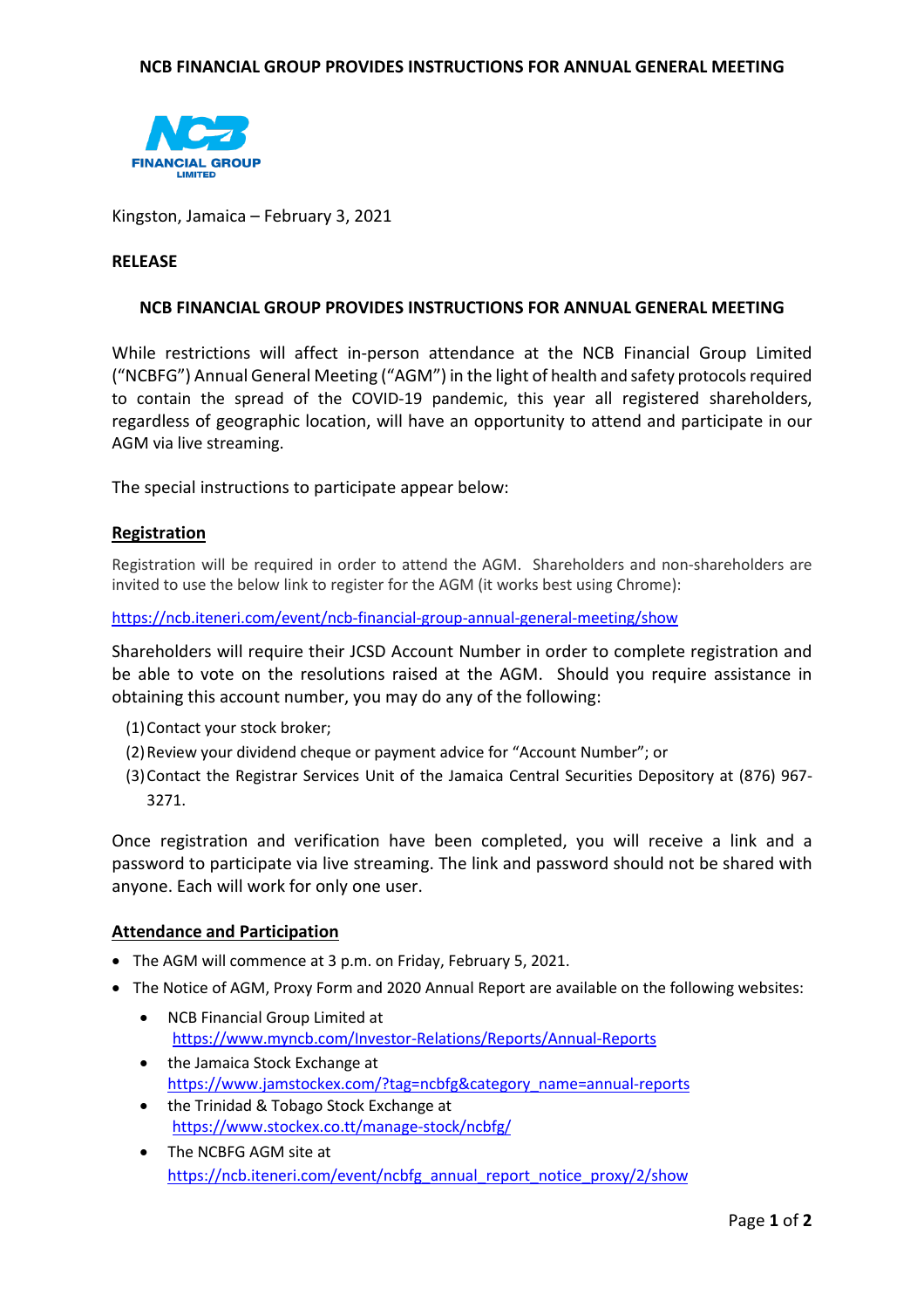# NCB FINANCIAL GROUP PROVIDES INSTRUCTIONS FOR ANNUAL GENERAL MEETING

Kingston, Jamaica – February 3, 2021

**RELEASE**

## NCB FINANCIAL GROUP PROVIDES INSTRUCTIONS FOR ANNUAL GENERAL MEETING

While restrictions will affect in-person attendance at the NCB Financial Group Limited ("NCBFG") Annual General Meeting ("AGM") in the light of health and safety protocols required to contain the spread of the COVID-19 pandemic, this year all registered shareholders, regardless of geographic location, will have an opportunity to attend and participate in our AGM via live streaming.

The special instructions to participate appear below:

### Registration

Registration will be required in order to attend the AGM. Shareholders and non-shareholders are invited to use the below link to register for the AGM (it works best using Chrome):

https://ncb.iteneri.com/event/ncb-financial-group-annual-general-meeting/show

Shareholders will require their JCSD Account Number in order to complete registration and be able to vote on the resolutions raised at the AGM. Should you require assistance in obtaining this account number, you may do any of the following:

(1) Contact your stock broker;
(2) Review your dividend cheque or payment advice for "Account Number"; or
(3) Contact the Registrar Services Unit of the Jamaica Central Securities Depository at (876) 967-3271.

Once registration and verification have been completed, you will receive a link and a password to participate via live streaming. The link and password should not be shared with anyone. Each will work for only one user.

### Attendance and Participation

- The AGM will commence at 3 p.m. on Friday, February 5, 2021.
- The Notice of AGM, Proxy Form and 2020 Annual Report are available on the following websites:
  - NCB Financial Group Limited at https://www.myncb.com/Investor-Relations/Reports/Annual-Reports
  - the Jamaica Stock Exchange at https://www.jamstockex.com/?tag=ncbfg&category_name=annual-reports
  - the Trinidad & Tobago Stock Exchange at https://www.stockex.co.tt/manage-stock/ncbfg/
  - The NCBFG AGM site at https://ncb.iteneri.com/event/ncbfg_annual_report_notice_proxy/2/show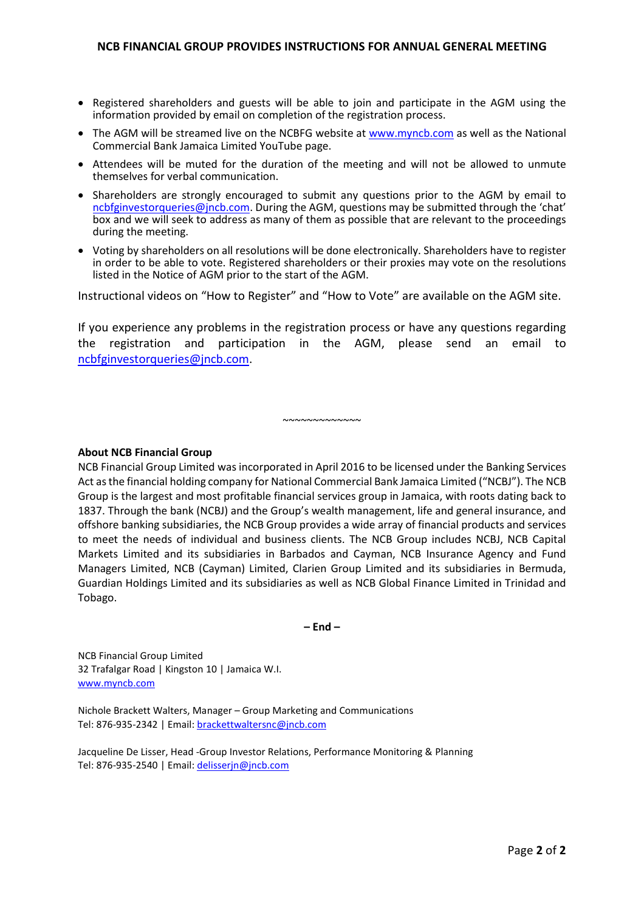- Registered shareholders and guests will be able to join and participate in the AGM using the information provided by email on completion of the registration process.
- The AGM will be streamed live on the NCBFG website at www.myncb.com as well as the National Commercial Bank Jamaica Limited YouTube page.
- Attendees will be muted for the duration of the meeting and will not be allowed to unmute themselves for verbal communication.
- Shareholders are strongly encouraged to submit any questions prior to the AGM by email to ncbfginvestorqueries@jncb.com. During the AGM, questions may be submitted through the 'chat' box and we will seek to address as many of them as possible that are relevant to the proceedings during the meeting.
- Voting by shareholders on all resolutions will be done electronically. Shareholders have to register in order to be able to vote. Registered shareholders or their proxies may vote on the resolutions listed in the Notice of AGM prior to the start of the AGM.

Instructional videos on "How to Register" and "How to Vote" are available on the AGM site.

If you experience any problems in the registration process or have any questions regarding the registration and participation in the AGM, please send an email to ncbfginvestorqueries@jncb.com.

~~~~~~~~~~~~~

**About NCB Financial Group**

NCB Financial Group Limited was incorporated in April 2016 to be licensed under the Banking Services Act as the financial holding company for National Commercial Bank Jamaica Limited ("NCBJ"). The NCB Group is the largest and most profitable financial services group in Jamaica, with roots dating back to 1837. Through the bank (NCBJ) and the Group's wealth management, life and general insurance, and offshore banking subsidiaries, the NCB Group provides a wide array of financial products and services to meet the needs of individual and business clients. The NCB Group includes NCBJ, NCB Capital Markets Limited and its subsidiaries in Barbados and Cayman, NCB Insurance Agency and Fund Managers Limited, NCB (Cayman) Limited, Clarien Group Limited and its subsidiaries in Bermuda, Guardian Holdings Limited and its subsidiaries as well as NCB Global Finance Limited in Trinidad and Tobago.

**– End –**

NCB Financial Group Limited
32 Trafalgar Road | Kingston 10 | Jamaica W.I.
www.myncb.com

Nichole Brackett Walters, Manager – Group Marketing and Communications
Tel: 876-935-2342 | Email: brackettwaltersnc@jncb.com

Jacqueline De Lisser, Head -Group Investor Relations, Performance Monitoring & Planning
Tel: 876-935-2540 | Email: delisserjn@jncb.com